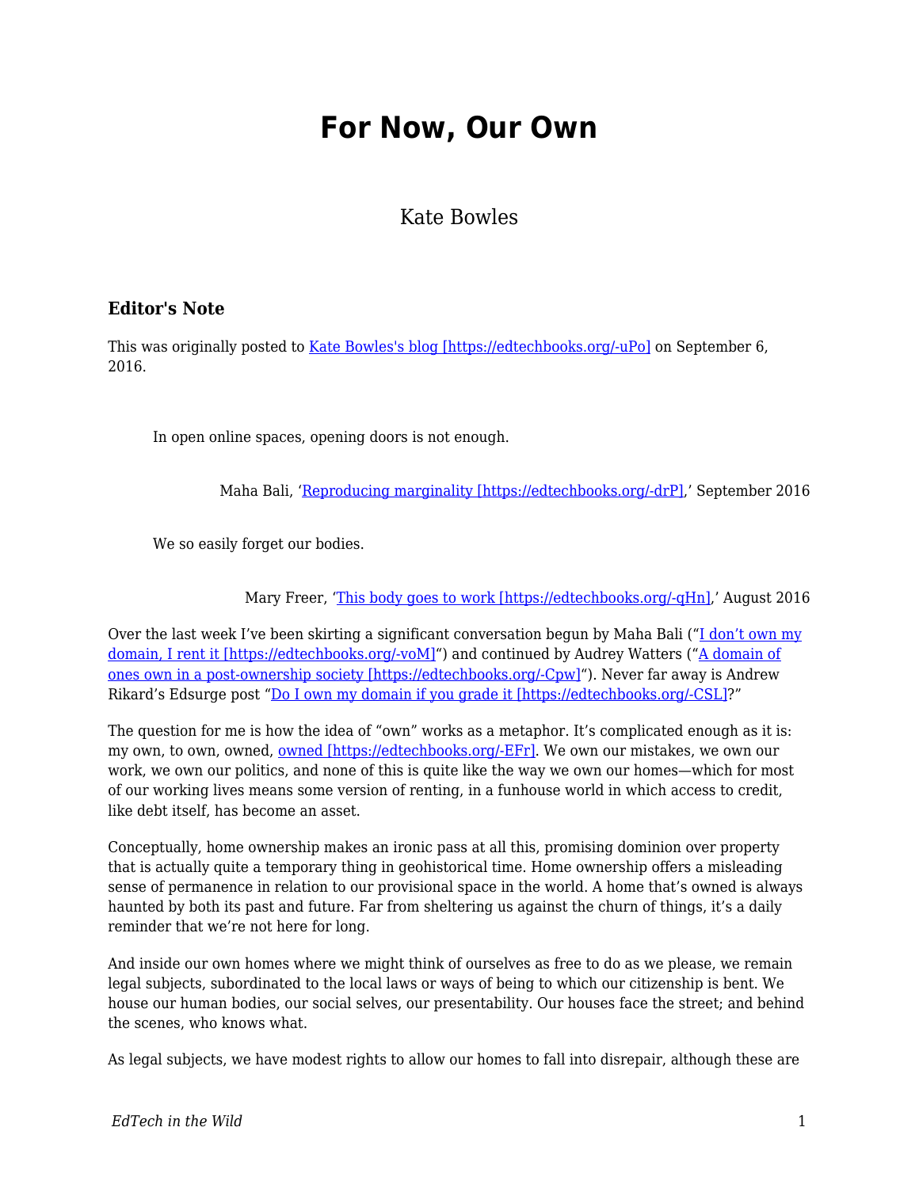# For Now, Our Own

Kate Bowles

### Editor's Note

This was originally posted to [Kate Bowles's blog [https://edtechbooks.org/-uPo]](https://edtechbooks.org/-uPo) on September 6, 2016.

> In open online spaces, opening doors is not enough.
>
> Maha Bali, '[Reproducing marginality [https://edtechbooks.org/-drP]](https://edtechbooks.org/-drP),' September 2016

> We so easily forget our bodies.
>
> Mary Freer, '[This body goes to work [https://edtechbooks.org/-qHn]](https://edtechbooks.org/-qHn),' August 2016

Over the last week I've been skirting a significant conversation begun by Maha Bali ("[I don't own my domain, I rent it [https://edtechbooks.org/-voM]](https://edtechbooks.org/-voM)") and continued by Audrey Watters ("[A domain of ones own in a post-ownership society [https://edtechbooks.org/-Cpw]](https://edtechbooks.org/-Cpw)"). Never far away is Andrew Rikard's Edsurge post "[Do I own my domain if you grade it [https://edtechbooks.org/-CSL]](https://edtechbooks.org/-CSL)?"

The question for me is how the idea of "own" works as a metaphor. It's complicated enough as it is: my own, to own, owned, [owned [https://edtechbooks.org/-EFr]](https://edtechbooks.org/-EFr). We own our mistakes, we own our work, we own our politics, and none of this is quite like the way we own our homes—which for most of our working lives means some version of renting, in a funhouse world in which access to credit, like debt itself, has become an asset.

Conceptually, home ownership makes an ironic pass at all this, promising dominion over property that is actually quite a temporary thing in geohistorical time. Home ownership offers a misleading sense of permanence in relation to our provisional space in the world. A home that's owned is always haunted by both its past and future. Far from sheltering us against the churn of things, it's a daily reminder that we're not here for long.

And inside our own homes where we might think of ourselves as free to do as we please, we remain legal subjects, subordinated to the local laws or ways of being to which our citizenship is bent. We house our human bodies, our social selves, our presentability. Our houses face the street; and behind the scenes, who knows what.

As legal subjects, we have modest rights to allow our homes to fall into disrepair, although these are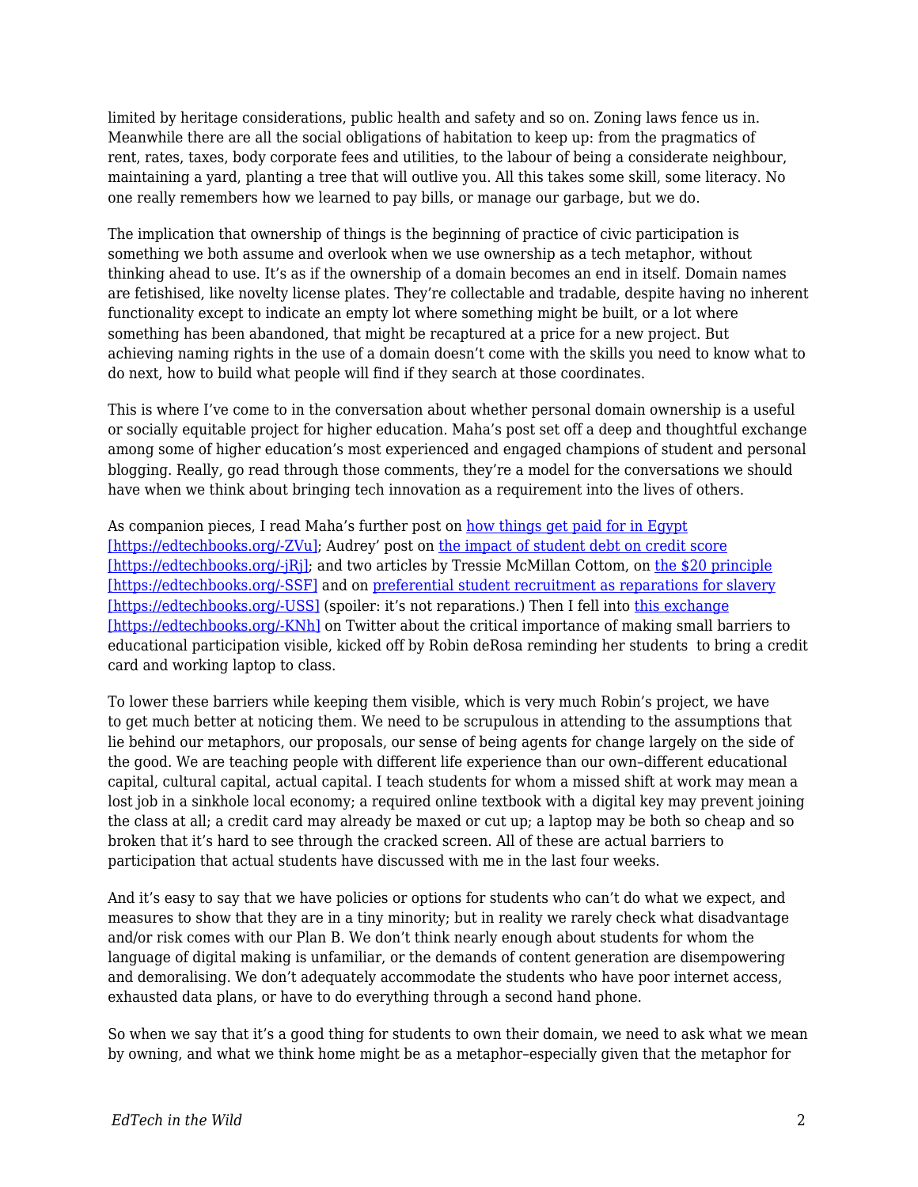limited by heritage considerations, public health and safety and so on. Zoning laws fence us in. Meanwhile there are all the social obligations of habitation to keep up: from the pragmatics of rent, rates, taxes, body corporate fees and utilities, to the labour of being a considerate neighbour, maintaining a yard, planting a tree that will outlive you. All this takes some skill, some literacy. No one really remembers how we learned to pay bills, or manage our garbage, but we do.

The implication that ownership of things is the beginning of practice of civic participation is something we both assume and overlook when we use ownership as a tech metaphor, without thinking ahead to use. It's as if the ownership of a domain becomes an end in itself. Domain names are fetishised, like novelty license plates. They're collectable and tradable, despite having no inherent functionality except to indicate an empty lot where something might be built, or a lot where something has been abandoned, that might be recaptured at a price for a new project. But achieving naming rights in the use of a domain doesn't come with the skills you need to know what to do next, how to build what people will find if they search at those coordinates.

This is where I've come to in the conversation about whether personal domain ownership is a useful or socially equitable project for higher education. Maha's post set off a deep and thoughtful exchange among some of higher education's most experienced and engaged champions of student and personal blogging. Really, go read through those comments, they're a model for the conversations we should have when we think about bringing tech innovation as a requirement into the lives of others.

As companion pieces, I read Maha's further post on how things get paid for in Egypt [https://edtechbooks.org/-ZVu]; Audrey' post on the impact of student debt on credit score [https://edtechbooks.org/-jRj]; and two articles by Tressie McMillan Cottom, on the $20 principle [https://edtechbooks.org/-SSF] and on preferential student recruitment as reparations for slavery [https://edtechbooks.org/-USS] (spoiler: it's not reparations.) Then I fell into this exchange [https://edtechbooks.org/-KNh] on Twitter about the critical importance of making small barriers to educational participation visible, kicked off by Robin deRosa reminding her students to bring a credit card and working laptop to class.

To lower these barriers while keeping them visible, which is very much Robin's project, we have to get much better at noticing them. We need to be scrupulous in attending to the assumptions that lie behind our metaphors, our proposals, our sense of being agents for change largely on the side of the good. We are teaching people with different life experience than our own–different educational capital, cultural capital, actual capital. I teach students for whom a missed shift at work may mean a lost job in a sinkhole local economy; a required online textbook with a digital key may prevent joining the class at all; a credit card may already be maxed or cut up; a laptop may be both so cheap and so broken that it's hard to see through the cracked screen. All of these are actual barriers to participation that actual students have discussed with me in the last four weeks.

And it's easy to say that we have policies or options for students who can't do what we expect, and measures to show that they are in a tiny minority; but in reality we rarely check what disadvantage and/or risk comes with our Plan B. We don't think nearly enough about students for whom the language of digital making is unfamiliar, or the demands of content generation are disempowering and demoralising. We don't adequately accommodate the students who have poor internet access, exhausted data plans, or have to do everything through a second hand phone.

So when we say that it's a good thing for students to own their domain, we need to ask what we mean by owning, and what we think home might be as a metaphor–especially given that the metaphor for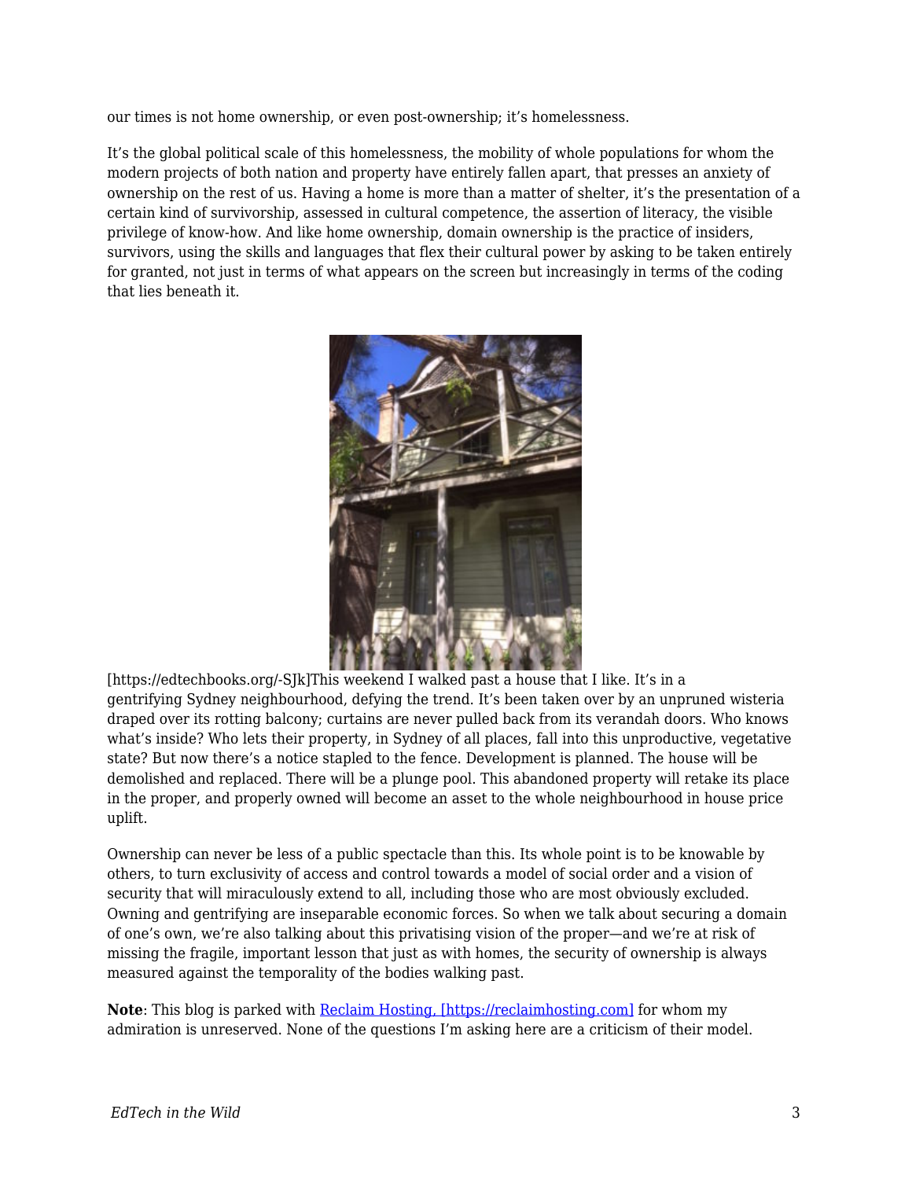our times is not home ownership, or even post-ownership; it's homelessness.

It's the global political scale of this homelessness, the mobility of whole populations for whom the modern projects of both nation and property have entirely fallen apart, that presses an anxiety of ownership on the rest of us. Having a home is more than a matter of shelter, it's the presentation of a certain kind of survivorship, assessed in cultural competence, the assertion of literacy, the visible privilege of know-how. And like home ownership, domain ownership is the practice of insiders, survivors, using the skills and languages that flex their cultural power by asking to be taken entirely for granted, not just in terms of what appears on the screen but increasingly in terms of the coding that lies beneath it.

[https://edtechbooks.org/-SJk]This weekend I walked past a house that I like. It's in a gentrifying Sydney neighbourhood, defying the trend. It's been taken over by an unpruned wisteria draped over its rotting balcony; curtains are never pulled back from its verandah doors. Who knows what's inside? Who lets their property, in Sydney of all places, fall into this unproductive, vegetative state? But now there's a notice stapled to the fence. Development is planned. The house will be demolished and replaced. There will be a plunge pool. This abandoned property will retake its place in the proper, and properly owned will become an asset to the whole neighbourhood in house price uplift.

Ownership can never be less of a public spectacle than this. Its whole point is to be knowable by others, to turn exclusivity of access and control towards a model of social order and a vision of security that will miraculously extend to all, including those who are most obviously excluded. Owning and gentrifying are inseparable economic forces. So when we talk about securing a domain of one's own, we're also talking about this privatising vision of the proper—and we're at risk of missing the fragile, important lesson that just as with homes, the security of ownership is always measured against the temporality of the bodies walking past.

**Note**: This blog is parked with [Reclaim Hosting, [https://reclaimhosting.com]](https://reclaimhosting.com) for whom my admiration is unreserved. None of the questions I'm asking here are a criticism of their model.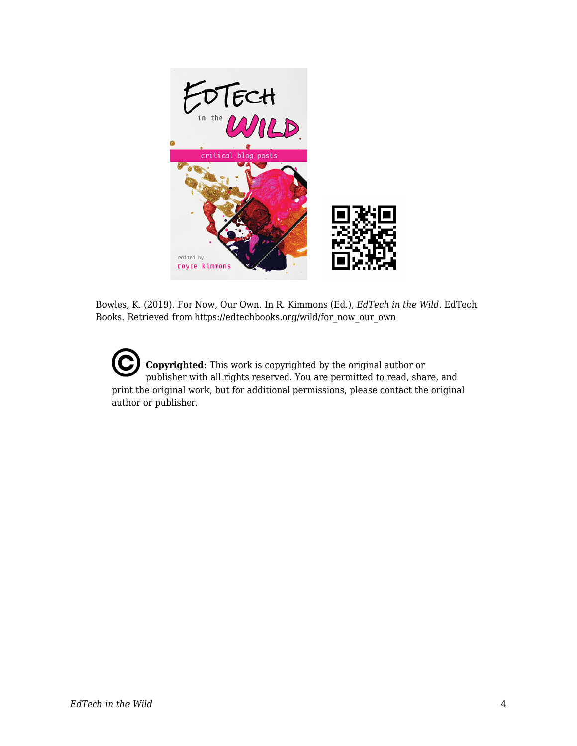Bowles, K. (2019). For Now, Our Own. In R. Kimmons (Ed.), *EdTech in the Wild*. EdTech Books. Retrieved from https://edtechbooks.org/wild/for_now_our_own

**Copyrighted:** This work is copyrighted by the original author or publisher with all rights reserved. You are permitted to read, share, and print the original work, but for additional permissions, please contact the original author or publisher.